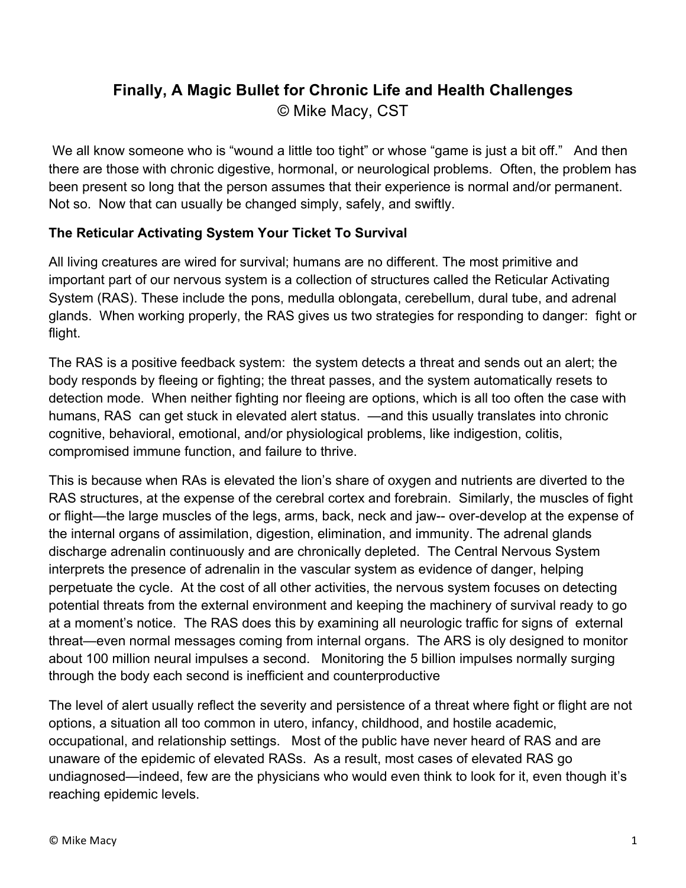# Finally, A Magic Bullet for Chronic Life and Health Challenges

© Mike Macy, CST

We all know someone who is "wound a little too tight" or whose "game is just a bit off." And then there are those with chronic digestive, hormonal, or neurological problems. Often, the problem has been present so long that the person assumes that their experience is normal and/or permanent. Not so. Now that can usually be changed simply, safely, and swiftly.

**The Reticular Activating System Your Ticket To Survival**

All living creatures are wired for survival; humans are no different. The most primitive and important part of our nervous system is a collection of structures called the Reticular Activating System (RAS). These include the pons, medulla oblongata, cerebellum, dural tube, and adrenal glands. When working properly, the RAS gives us two strategies for responding to danger: fight or flight.

The RAS is a positive feedback system: the system detects a threat and sends out an alert; the body responds by fleeing or fighting; the threat passes, and the system automatically resets to detection mode. When neither fighting nor fleeing are options, which is all too often the case with humans, RAS can get stuck in elevated alert status. —and this usually translates into chronic cognitive, behavioral, emotional, and/or physiological problems, like indigestion, colitis, compromised immune function, and failure to thrive.

This is because when RAs is elevated the lion's share of oxygen and nutrients are diverted to the RAS structures, at the expense of the cerebral cortex and forebrain. Similarly, the muscles of fight or flight—the large muscles of the legs, arms, back, neck and jaw-- over-develop at the expense of the internal organs of assimilation, digestion, elimination, and immunity. The adrenal glands discharge adrenalin continuously and are chronically depleted. The Central Nervous System interprets the presence of adrenalin in the vascular system as evidence of danger, helping perpetuate the cycle. At the cost of all other activities, the nervous system focuses on detecting potential threats from the external environment and keeping the machinery of survival ready to go at a moment's notice. The RAS does this by examining all neurologic traffic for signs of external threat—even normal messages coming from internal organs. The ARS is oly designed to monitor about 100 million neural impulses a second. Monitoring the 5 billion impulses normally surging through the body each second is inefficient and counterproductive

The level of alert usually reflect the severity and persistence of a threat where fight or flight are not options, a situation all too common in utero, infancy, childhood, and hostile academic, occupational, and relationship settings. Most of the public have never heard of RAS and are unaware of the epidemic of elevated RASs. As a result, most cases of elevated RAS go undiagnosed—indeed, few are the physicians who would even think to look for it, even though it's reaching epidemic levels.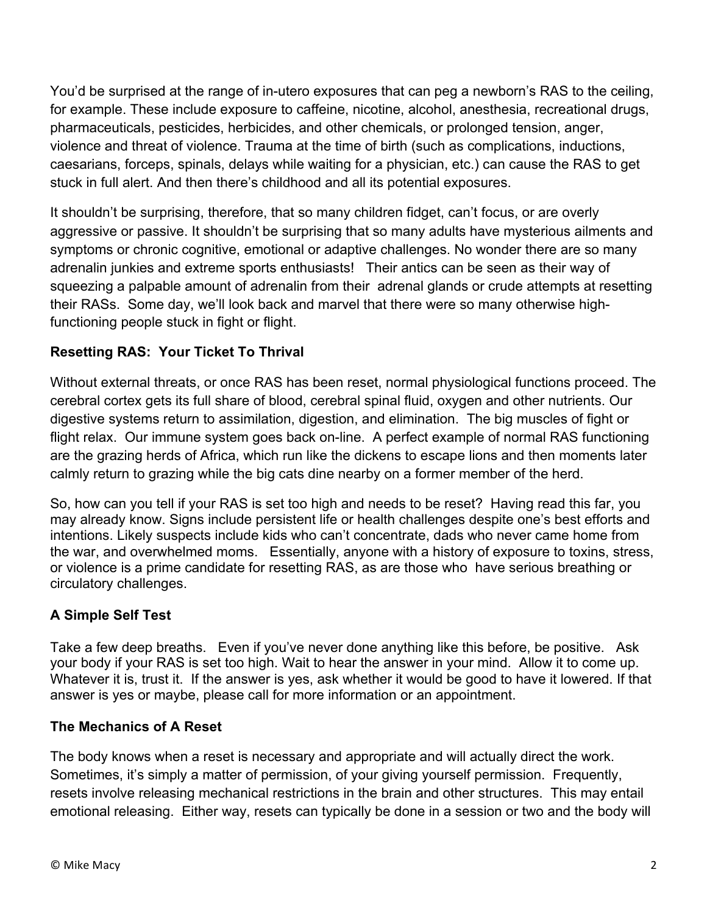You'd be surprised at the range of in-utero exposures that can peg a newborn's RAS to the ceiling, for example. These include exposure to caffeine, nicotine, alcohol, anesthesia, recreational drugs, pharmaceuticals, pesticides, herbicides, and other chemicals, or prolonged tension, anger, violence and threat of violence. Trauma at the time of birth (such as complications, inductions, caesarians, forceps, spinals, delays while waiting for a physician, etc.) can cause the RAS to get stuck in full alert. And then there's childhood and all its potential exposures.

It shouldn't be surprising, therefore, that so many children fidget, can't focus, or are overly aggressive or passive. It shouldn't be surprising that so many adults have mysterious ailments and symptoms or chronic cognitive, emotional or adaptive challenges. No wonder there are so many adrenalin junkies and extreme sports enthusiasts! Their antics can be seen as their way of squeezing a palpable amount of adrenalin from their adrenal glands or crude attempts at resetting their RASs. Some day, we'll look back and marvel that there were so many otherwise high-functioning people stuck in fight or flight.

### Resetting RAS: Your Ticket To Thrival

Without external threats, or once RAS has been reset, normal physiological functions proceed. The cerebral cortex gets its full share of blood, cerebral spinal fluid, oxygen and other nutrients. Our digestive systems return to assimilation, digestion, and elimination. The big muscles of fight or flight relax. Our immune system goes back on-line. A perfect example of normal RAS functioning are the grazing herds of Africa, which run like the dickens to escape lions and then moments later calmly return to grazing while the big cats dine nearby on a former member of the herd.

So, how can you tell if your RAS is set too high and needs to be reset? Having read this far, you may already know. Signs include persistent life or health challenges despite one's best efforts and intentions. Likely suspects include kids who can't concentrate, dads who never came home from the war, and overwhelmed moms. Essentially, anyone with a history of exposure to toxins, stress, or violence is a prime candidate for resetting RAS, as are those who have serious breathing or circulatory challenges.

### A Simple Self Test

Take a few deep breaths. Even if you've never done anything like this before, be positive. Ask your body if your RAS is set too high. Wait to hear the answer in your mind. Allow it to come up. Whatever it is, trust it. If the answer is yes, ask whether it would be good to have it lowered. If that answer is yes or maybe, please call for more information or an appointment.

### The Mechanics of A Reset

The body knows when a reset is necessary and appropriate and will actually direct the work. Sometimes, it's simply a matter of permission, of your giving yourself permission. Frequently, resets involve releasing mechanical restrictions in the brain and other structures. This may entail emotional releasing. Either way, resets can typically be done in a session or two and the body will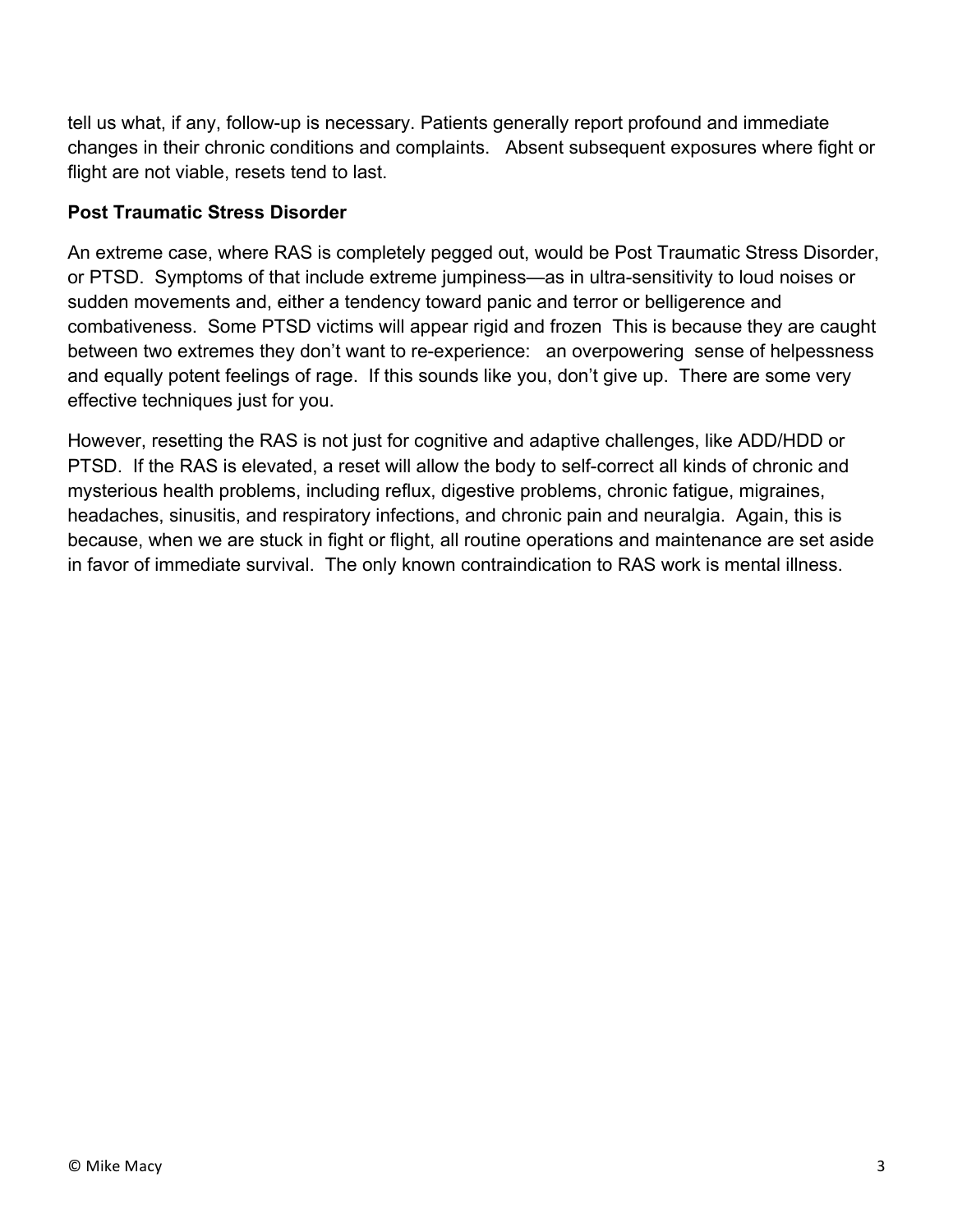tell us what, if any, follow-up is necessary. Patients generally report profound and immediate changes in their chronic conditions and complaints. Absent subsequent exposures where fight or flight are not viable, resets tend to last.

**Post Traumatic Stress Disorder**

An extreme case, where RAS is completely pegged out, would be Post Traumatic Stress Disorder, or PTSD. Symptoms of that include extreme jumpiness—as in ultra-sensitivity to loud noises or sudden movements and, either a tendency toward panic and terror or belligerence and combativeness. Some PTSD victims will appear rigid and frozen This is because they are caught between two extremes they don't want to re-experience: an overpowering sense of helpessness and equally potent feelings of rage. If this sounds like you, don't give up. There are some very effective techniques just for you.

However, resetting the RAS is not just for cognitive and adaptive challenges, like ADD/HDD or PTSD. If the RAS is elevated, a reset will allow the body to self-correct all kinds of chronic and mysterious health problems, including reflux, digestive problems, chronic fatigue, migraines, headaches, sinusitis, and respiratory infections, and chronic pain and neuralgia. Again, this is because, when we are stuck in fight or flight, all routine operations and maintenance are set aside in favor of immediate survival. The only known contraindication to RAS work is mental illness.